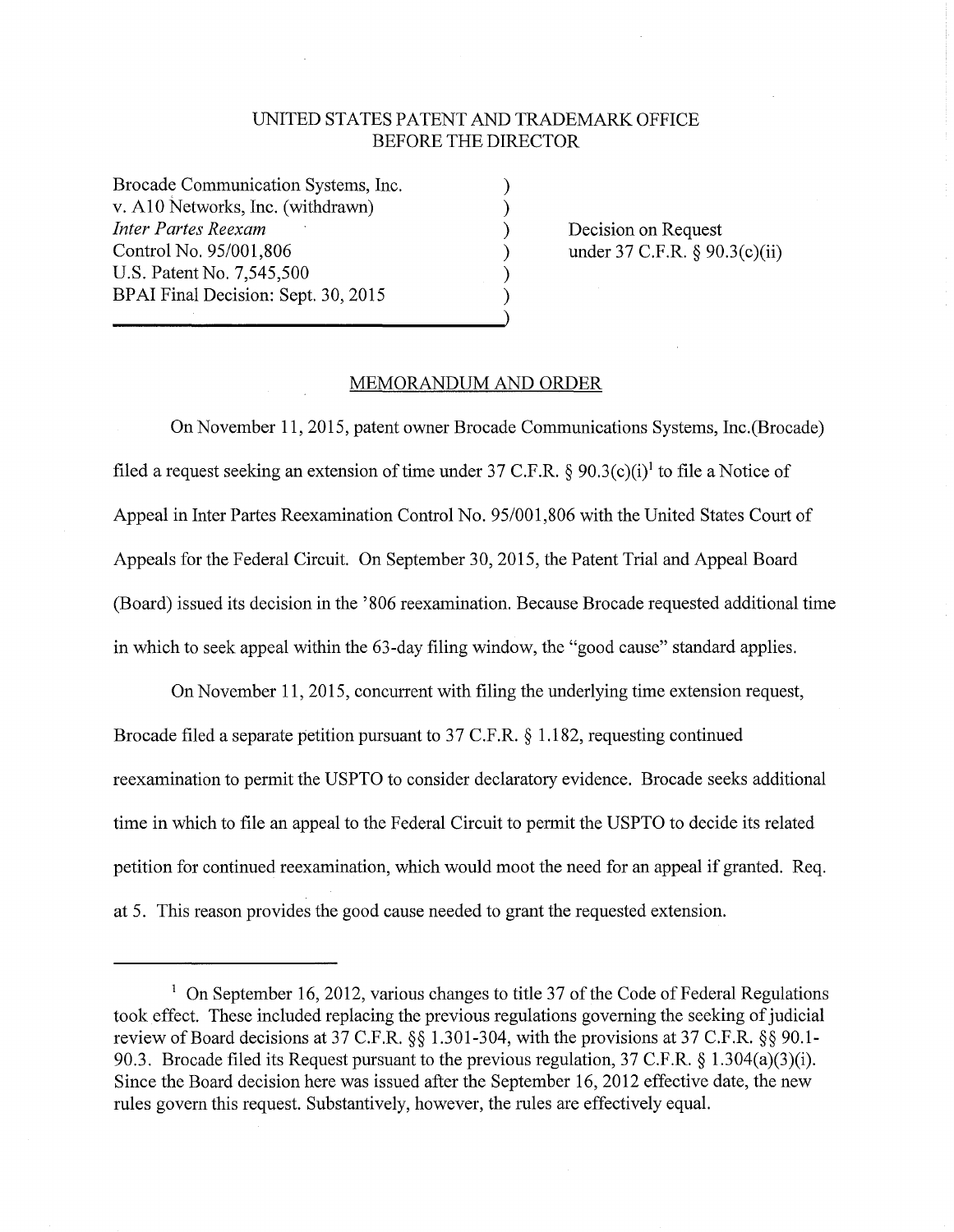UNITED STATES PATENT AND TRADEMARK OFFICE
BEFORE THE DIRECTOR

Brocade Communication Systems, Inc.
v. A10 Networks, Inc. (withdrawn)
*Inter Partes Reexam*
Control No. 95/001,806
U.S. Patent No. 7,545,500
BPAI Final Decision: Sept. 30, 2015

Decision on Request
under 37 C.F.R. § 90.3(c)(ii)

## MEMORANDUM AND ORDER

On November 11, 2015, patent owner Brocade Communications Systems, Inc.(Brocade) filed a request seeking an extension of time under 37 C.F.R. § 90.3(c)(i)[1] to file a Notice of Appeal in Inter Partes Reexamination Control No. 95/001,806 with the United States Court of Appeals for the Federal Circuit. On September 30, 2015, the Patent Trial and Appeal Board (Board) issued its decision in the '806 reexamination. Because Brocade requested additional time in which to seek appeal within the 63-day filing window, the "good cause" standard applies.

On November 11, 2015, concurrent with filing the underlying time extension request, Brocade filed a separate petition pursuant to 37 C.F.R. § 1.182, requesting continued reexamination to permit the USPTO to consider declaratory evidence. Brocade seeks additional time in which to file an appeal to the Federal Circuit to permit the USPTO to decide its related petition for continued reexamination, which would moot the need for an appeal if granted. Req. at 5. This reason provides the good cause needed to grant the requested extension.

---

[1] On September 16, 2012, various changes to title 37 of the Code of Federal Regulations took effect. These included replacing the previous regulations governing the seeking of judicial review of Board decisions at 37 C.F.R. §§ 1.301-304, with the provisions at 37 C.F.R. §§ 90.1-90.3. Brocade filed its Request pursuant to the previous regulation, 37 C.F.R. § 1.304(a)(3)(i). Since the Board decision here was issued after the September 16, 2012 effective date, the new rules govern this request. Substantively, however, the rules are effectively equal.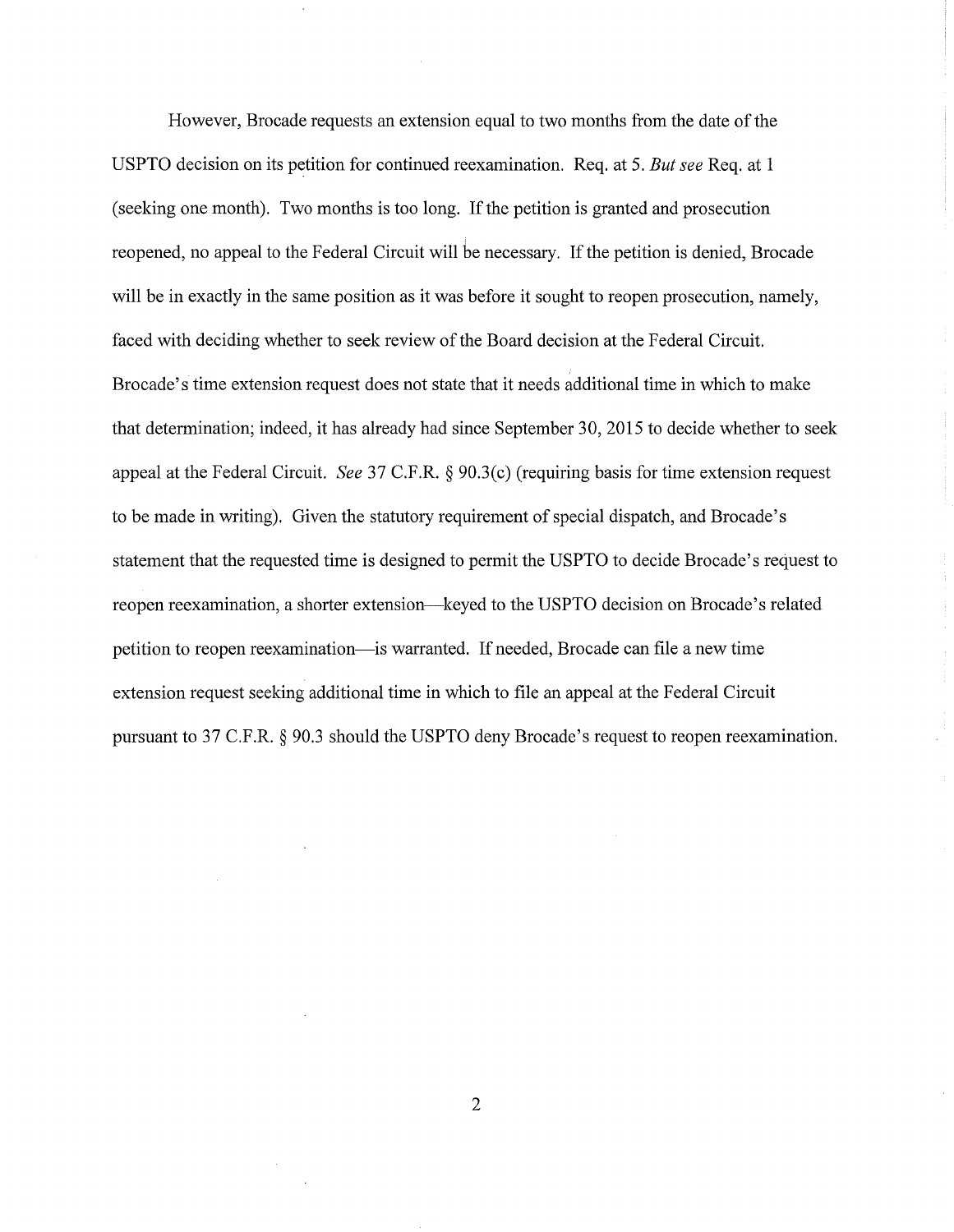However, Brocade requests an extension equal to two months from the date of the USPTO decision on its petition for continued reexamination. Req. at 5. *But see* Req. at 1 (seeking one month). Two months is too long. If the petition is granted and prosecution reopened, no appeal to the Federal Circuit will be necessary. If the petition is denied, Brocade will be in exactly in the same position as it was before it sought to reopen prosecution, namely, faced with deciding whether to seek review of the Board decision at the Federal Circuit. Brocade's time extension request does not state that it needs additional time in which to make that determination; indeed, it has already had since September 30, 2015 to decide whether to seek appeal at the Federal Circuit. *See* 37 C.F.R. § 90.3(c) (requiring basis for time extension request to be made in writing). Given the statutory requirement of special dispatch, and Brocade's statement that the requested time is designed to permit the USPTO to decide Brocade's request to reopen reexamination, a shorter extension—keyed to the USPTO decision on Brocade's related petition to reopen reexamination—is warranted. If needed, Brocade can file a new time extension request seeking additional time in which to file an appeal at the Federal Circuit pursuant to 37 C.F.R. § 90.3 should the USPTO deny Brocade's request to reopen reexamination.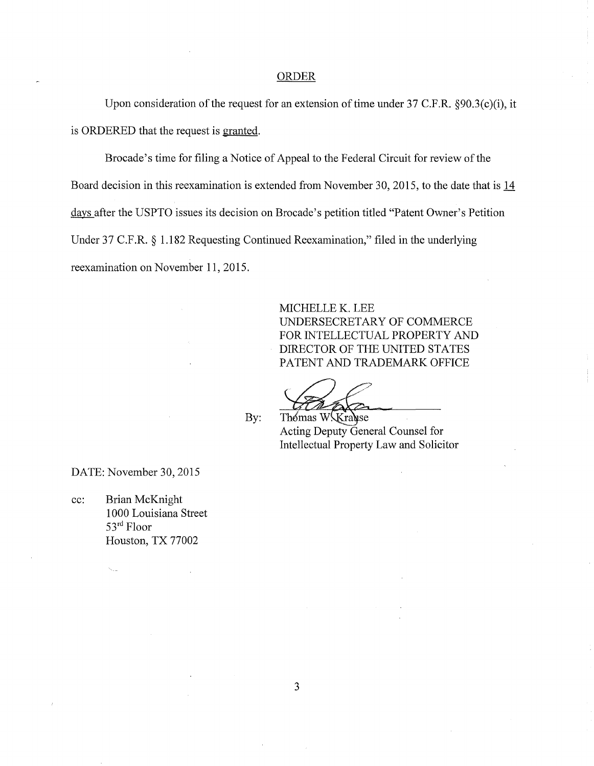# ORDER

Upon consideration of the request for an extension of time under 37 C.F.R. §90.3(c)(i), it is ORDERED that the request is granted.

Brocade's time for filing a Notice of Appeal to the Federal Circuit for review of the Board decision in this reexamination is extended from November 30, 2015, to the date that is 14 days after the USPTO issues its decision on Brocade's petition titled "Patent Owner's Petition Under 37 C.F.R. § 1.182 Requesting Continued Reexamination," filed in the underlying reexamination on November 11, 2015.

MICHELLE K. LEE
UNDERSECRETARY OF COMMERCE
FOR INTELLECTUAL PROPERTY AND
DIRECTOR OF THE UNITED STATES
PATENT AND TRADEMARK OFFICE

By: Thomas W. Krause
Acting Deputy General Counsel for
Intellectual Property Law and Solicitor

DATE: November 30, 2015

cc: Brian McKnight
1000 Louisiana Street
53rd Floor
Houston, TX 77002